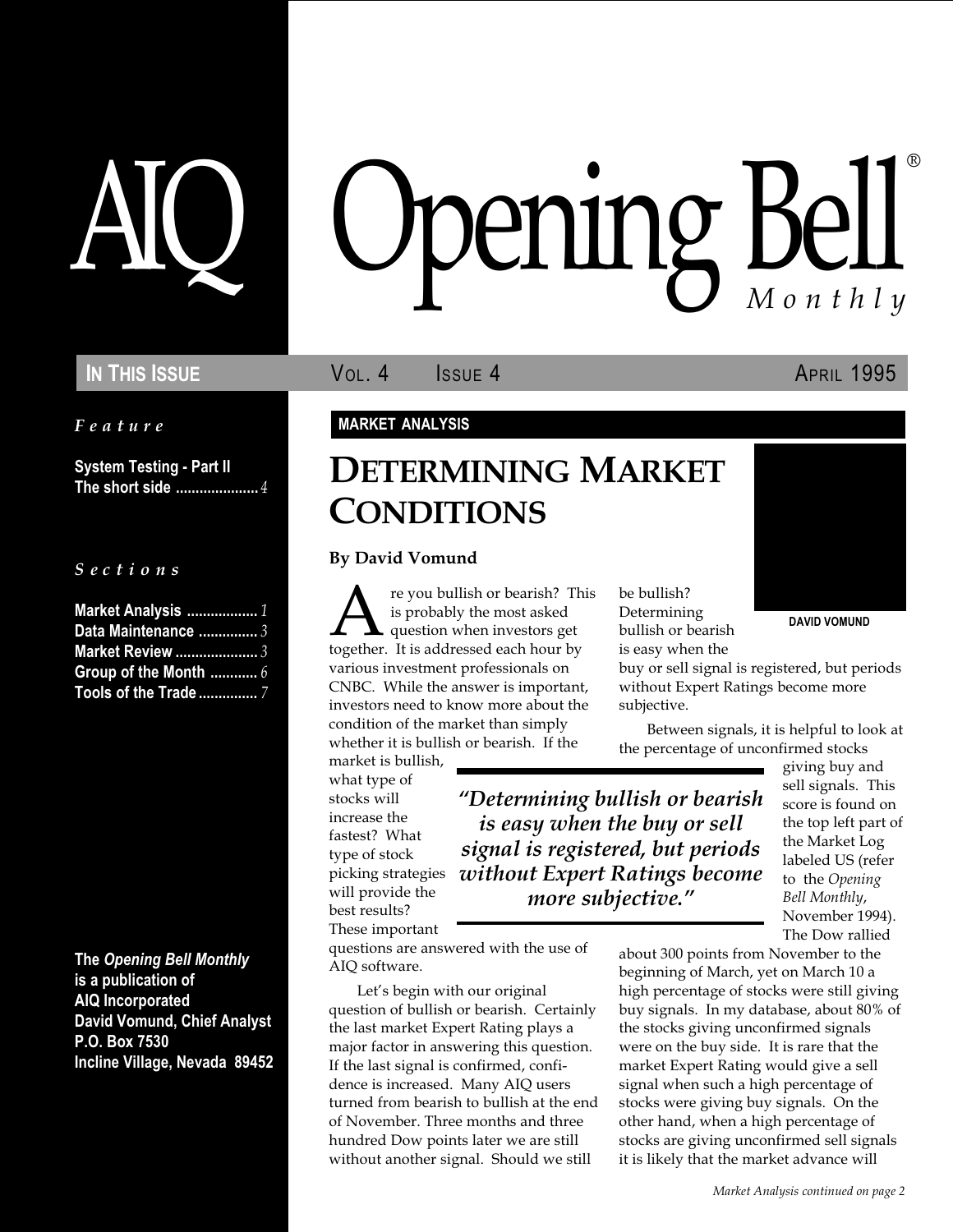# AIQ Opening Bell® Monthly

**IN THIS ISSUE** | VOL. 4 ISSUE 4 | APRIL 1995

*Feature*

**System Testing - Part II**
**The short side** ..................... *4*

*Sections*

**Market Analysis** .................. *1*
**Data Maintenance** ............... *3*
**Market Review** ..................... *3*
**Group of the Month** ............ *6*
**Tools of the Trade** ............... *7*

**The *Opening Bell Monthly* is a publication of AIQ Incorporated**
**David Vomund, Chief Analyst**
**P.O. Box 7530**
**Incline Village, Nevada 89452**

**MARKET ANALYSIS**

## DETERMINING MARKET CONDITIONS

**By David Vomund**

DAVID VOMUND

Are you bullish or bearish? This is probably the most asked question when investors get together. It is addressed each hour by various investment professionals on CNBC. While the answer is important, investors need to know more about the condition of the market than simply whether it is bullish or bearish. If the market is bullish, what type of stocks will increase the fastest? What type of stock picking strategies will provide the best results? These important questions are answered with the use of AIQ software.

Let's begin with our original question of bullish or bearish. Certainly the last market Expert Rating plays a major factor in answering this question. If the last signal is confirmed, confidence is increased. Many AIQ users turned from bearish to bullish at the end of November. Three months and three hundred Dow points later we are still without another signal. Should we still be bullish? Determining bullish or bearish is easy when the buy or sell signal is registered, but periods without Expert Ratings become more subjective.

> *"Determining bullish or bearish is easy when the buy or sell signal is registered, but periods without Expert Ratings become more subjective."*

Between signals, it is helpful to look at the percentage of unconfirmed stocks giving buy and sell signals. This score is found on the top left part of the Market Log labeled US (refer to the *Opening Bell Monthly*, November 1994). The Dow rallied about 300 points from November to the beginning of March, yet on March 10 a high percentage of stocks were still giving buy signals. In my database, about 80% of the stocks giving unconfirmed signals were on the buy side. It is rare that the market Expert Rating would give a sell signal when such a high percentage of stocks were giving buy signals. On the other hand, when a high percentage of stocks are giving unconfirmed sell signals it is likely that the market advance will

*Market Analysis continued on page 2*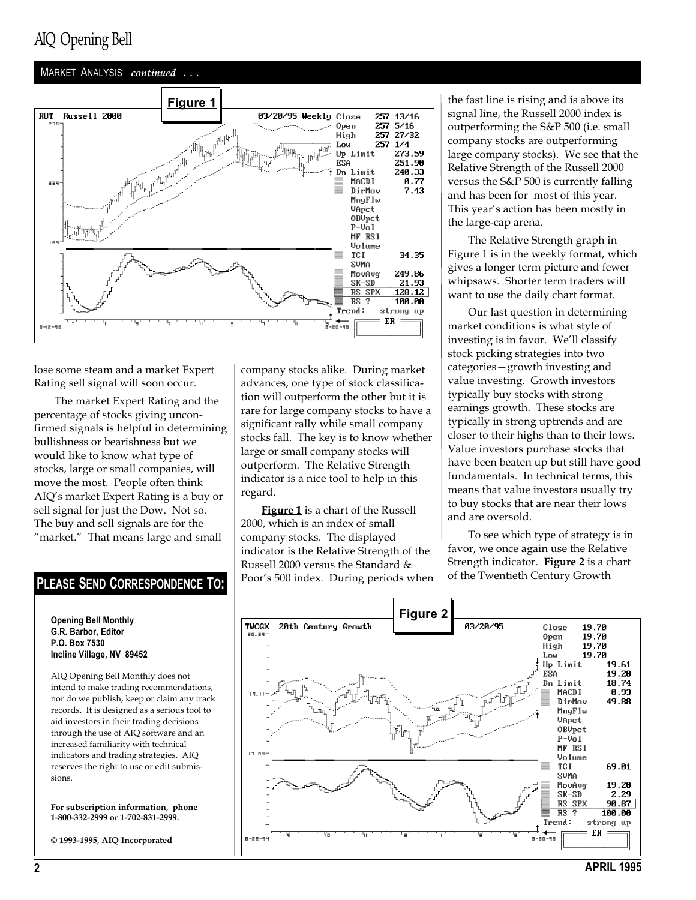MARKET ANALYSIS *continued . . .*

**Figure 1**

lose some steam and a market Expert Rating sell signal will soon occur.

The market Expert Rating and the percentage of stocks giving unconfirmed signals is helpful in determining bullishness or bearishness but we would like to know what type of stocks, large or small companies, will move the most. People often think AIQ's market Expert Rating is a buy or sell signal for just the Dow. Not so. The buy and sell signals are for the "market." That means large and small company stocks alike. During market advances, one type of stock classification will outperform the other but it is rare for large company stocks to have a significant rally while small company stocks fall. The key is to know whether large or small company stocks will outperform. The Relative Strength indicator is a nice tool to help in this regard.

**Figure 1** is a chart of the Russell 2000, which is an index of small company stocks. The displayed indicator is the Relative Strength of the Russell 2000 versus the Standard & Poor's 500 index. During periods when the fast line is rising and is above its signal line, the Russell 2000 index is outperforming the S&P 500 (i.e. small company stocks are outperforming large company stocks). We see that the Relative Strength of the Russell 2000 versus the S&P 500 is currently falling and has been for most of this year. This year's action has been mostly in the large-cap arena.

The Relative Strength graph in Figure 1 is in the weekly format, which gives a longer term picture and fewer whipsaws. Shorter term traders will want to use the daily chart format.

Our last question in determining market conditions is what style of investing is in favor. We'll classify stock picking strategies into two categories—growth investing and value investing. Growth investors typically buy stocks with strong earnings growth. These stocks are typically in strong uptrends and are closer to their highs than to their lows. Value investors purchase stocks that have been beaten up but still have good fundamentals. In technical terms, this means that value investors usually try to buy stocks that are near their lows and are oversold.

To see which type of strategy is in favor, we once again use the Relative Strength indicator. **Figure 2** is a chart of the Twentieth Century Growth

**Figure 2**

## PLEASE SEND CORRESPONDENCE TO:

**Opening Bell Monthly**
**G.R. Barbor, Editor**
**P.O. Box 7530**
**Incline Village, NV 89452**

AIQ Opening Bell Monthly does not intend to make trading recommendations, nor do we publish, keep or claim any track records. It is designed as a serious tool to aid investors in their trading decisions through the use of AIQ software and an increased familiarity with technical indicators and trading strategies. AIQ reserves the right to use or edit submissions.

**For subscription information, phone 1-800-332-2999 or 1-702-831-2999.**

**© 1993-1995, AIQ Incorporated**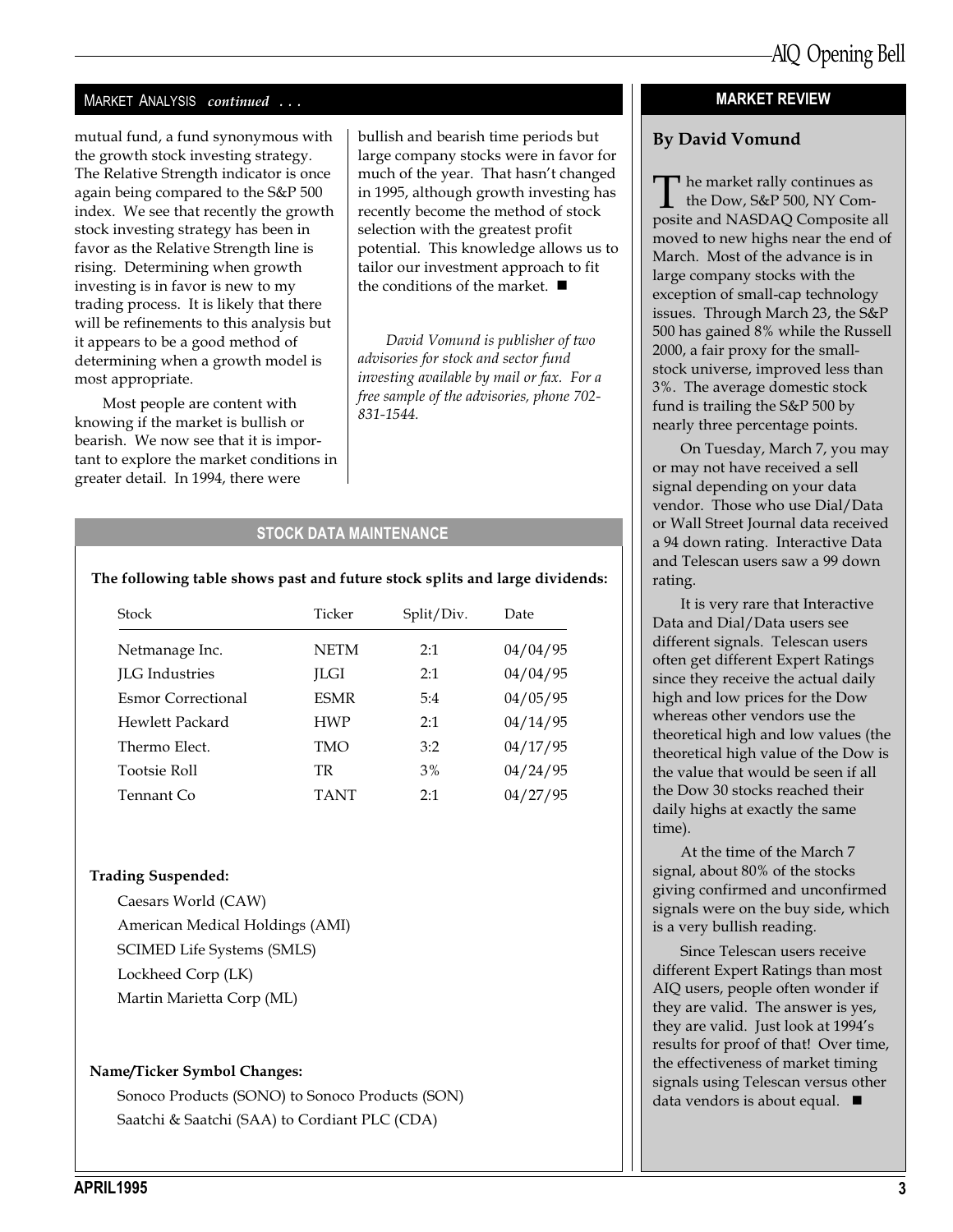## MARKET ANALYSIS *continued . . .*

mutual fund, a fund synonymous with the growth stock investing strategy. The Relative Strength indicator is once again being compared to the S&P 500 index. We see that recently the growth stock investing strategy has been in favor as the Relative Strength line is rising. Determining when growth investing is in favor is new to my trading process. It is likely that there will be refinements to this analysis but it appears to be a good method of determining when a growth model is most appropriate.

Most people are content with knowing if the market is bullish or bearish. We now see that it is important to explore the market conditions in greater detail. In 1994, there were bullish and bearish time periods but large company stocks were in favor for much of the year. That hasn't changed in 1995, although growth investing has recently become the method of stock selection with the greatest profit potential. This knowledge allows us to tailor our investment approach to fit the conditions of the market. ■

*David Vomund is publisher of two advisories for stock and sector fund investing available by mail or fax. For a free sample of the advisories, phone 702-831-1544.*

## STOCK DATA MAINTENANCE

**The following table shows past and future stock splits and large dividends:**

| Stock | Ticker | Split/Div. | Date |
|---|---|---|---|
| Netmanage Inc. | NETM | 2:1 | 04/04/95 |
| JLG Industries | JLGI | 2:1 | 04/04/95 |
| Esmor Correctional | ESMR | 5:4 | 04/05/95 |
| Hewlett Packard | HWP | 2:1 | 04/14/95 |
| Thermo Elect. | TMO | 3:2 | 04/17/95 |
| Tootsie Roll | TR | 3% | 04/24/95 |
| Tennant Co | TANT | 2:1 | 04/27/95 |

**Trading Suspended:**

Caesars World (CAW)
American Medical Holdings (AMI)
SCIMED Life Systems (SMLS)
Lockheed Corp (LK)
Martin Marietta Corp (ML)

**Name/Ticker Symbol Changes:**

Sonoco Products (SONO) to Sonoco Products (SON)
Saatchi & Saatchi (SAA) to Cordiant PLC (CDA)

## MARKET REVIEW

**By David Vomund**

The market rally continues as the Dow, S&P 500, NY Composite and NASDAQ Composite all moved to new highs near the end of March. Most of the advance is in large company stocks with the exception of small-cap technology issues. Through March 23, the S&P 500 has gained 8% while the Russell 2000, a fair proxy for the small-stock universe, improved less than 3%. The average domestic stock fund is trailing the S&P 500 by nearly three percentage points.

On Tuesday, March 7, you may or may not have received a sell signal depending on your data vendor. Those who use Dial/Data or Wall Street Journal data received a 94 down rating. Interactive Data and Telescan users saw a 99 down rating.

It is very rare that Interactive Data and Dial/Data users see different signals. Telescan users often get different Expert Ratings since they receive the actual daily high and low prices for the Dow whereas other vendors use the theoretical high and low values (the theoretical high value of the Dow is the value that would be seen if all the Dow 30 stocks reached their daily highs at exactly the same time).

At the time of the March 7 signal, about 80% of the stocks giving confirmed and unconfirmed signals were on the buy side, which is a very bullish reading.

Since Telescan users receive different Expert Ratings than most AIQ users, people often wonder if they are valid. The answer is yes, they are valid. Just look at 1994's results for proof of that! Over time, the effectiveness of market timing signals using Telescan versus other data vendors is about equal. ■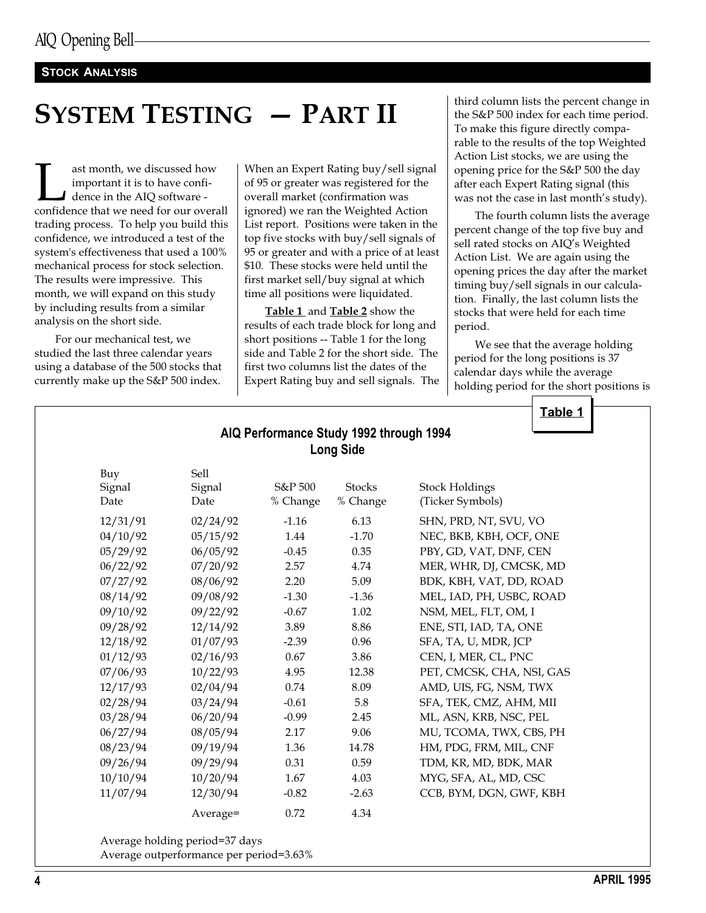**STOCK ANALYSIS**

# SYSTEM TESTING — PART II

Last month, we discussed how important it is to have confidence in the AIQ software - confidence that we need for our overall trading process. To help you build this confidence, we introduced a test of the system's effectiveness that used a 100% mechanical process for stock selection. The results were impressive. This month, we will expand on this study by including results from a similar analysis on the short side.

For our mechanical test, we studied the last three calendar years using a database of the 500 stocks that currently make up the S&P 500 index. When an Expert Rating buy/sell signal of 95 or greater was registered for the overall market (confirmation was ignored) we ran the Weighted Action List report. Positions were taken in the top five stocks with buy/sell signals of 95 or greater and with a price of at least $10. These stocks were held until the first market sell/buy signal at which time all positions were liquidated.

**Table 1** and **Table 2** show the results of each trade block for long and short positions -- Table 1 for the long side and Table 2 for the short side. The first two columns list the dates of the Expert Rating buy and sell signals. The third column lists the percent change in the S&P 500 index for each time period. To make this figure directly comparable to the results of the top Weighted Action List stocks, we are using the opening price for the S&P 500 the day after each Expert Rating signal (this was not the case in last month's study).

The fourth column lists the average percent change of the top five buy and sell rated stocks on AIQ's Weighted Action List. We are again using the opening prices the day after the market timing buy/sell signals in our calculation. Finally, the last column lists the stocks that were held for each time period.

We see that the average holding period for the long positions is 37 calendar days while the average holding period for the short positions is

**Table 1**

**AIQ Performance Study 1992 through 1994**
**Long Side**

| Buy Signal Date | Sell Signal Date | S&P 500 % Change | Stocks % Change | Stock Holdings (Ticker Symbols) |
|---|---|---|---|---|
| 12/31/91 | 02/24/92 | -1.16 | 6.13 | SHN, PRD, NT, SVU, VO |
| 04/10/92 | 05/15/92 | 1.44 | -1.70 | NEC, BKB, KBH, OCF, ONE |
| 05/29/92 | 06/05/92 | -0.45 | 0.35 | PBY, GD, VAT, DNF, CEN |
| 06/22/92 | 07/20/92 | 2.57 | 4.74 | MER, WHR, DJ, CMCSK, MD |
| 07/27/92 | 08/06/92 | 2.20 | 5.09 | BDK, KBH, VAT, DD, ROAD |
| 08/14/92 | 09/08/92 | -1.30 | -1.36 | MEL, IAD, PH, USBC, ROAD |
| 09/10/92 | 09/22/92 | -0.67 | 1.02 | NSM, MEL, FLT, OM, I |
| 09/28/92 | 12/14/92 | 3.89 | 8.86 | ENE, STI, IAD, TA, ONE |
| 12/18/92 | 01/07/93 | -2.39 | 0.96 | SFA, TA, U, MDR, JCP |
| 01/12/93 | 02/16/93 | 0.67 | 3.86 | CEN, I, MER, CL, PNC |
| 07/06/93 | 10/22/93 | 4.95 | 12.38 | PET, CMCSK, CHA, NSI, GAS |
| 12/17/93 | 02/04/94 | 0.74 | 8.09 | AMD, UIS, FG, NSM, TWX |
| 02/28/94 | 03/24/94 | -0.61 | 5.8 | SFA, TEK, CMZ, AHM, MII |
| 03/28/94 | 06/20/94 | -0.99 | 2.45 | ML, ASN, KRB, NSC, PEL |
| 06/27/94 | 08/05/94 | 2.17 | 9.06 | MU, TCOMA, TWX, CBS, PH |
| 08/23/94 | 09/19/94 | 1.36 | 14.78 | HM, PDG, FRM, MIL, CNF |
| 09/26/94 | 09/29/94 | 0.31 | 0.59 | TDM, KR, MD, BDK, MAR |
| 10/10/94 | 10/20/94 | 1.67 | 4.03 | MYG, SFA, AL, MD, CSC |
| 11/07/94 | 12/30/94 | -0.82 | -2.63 | CCB, BYM, DGN, GWF, KBH |
| | Average= | 0.72 | 4.34 | |

Average holding period=37 days
Average outperformance per period=3.63%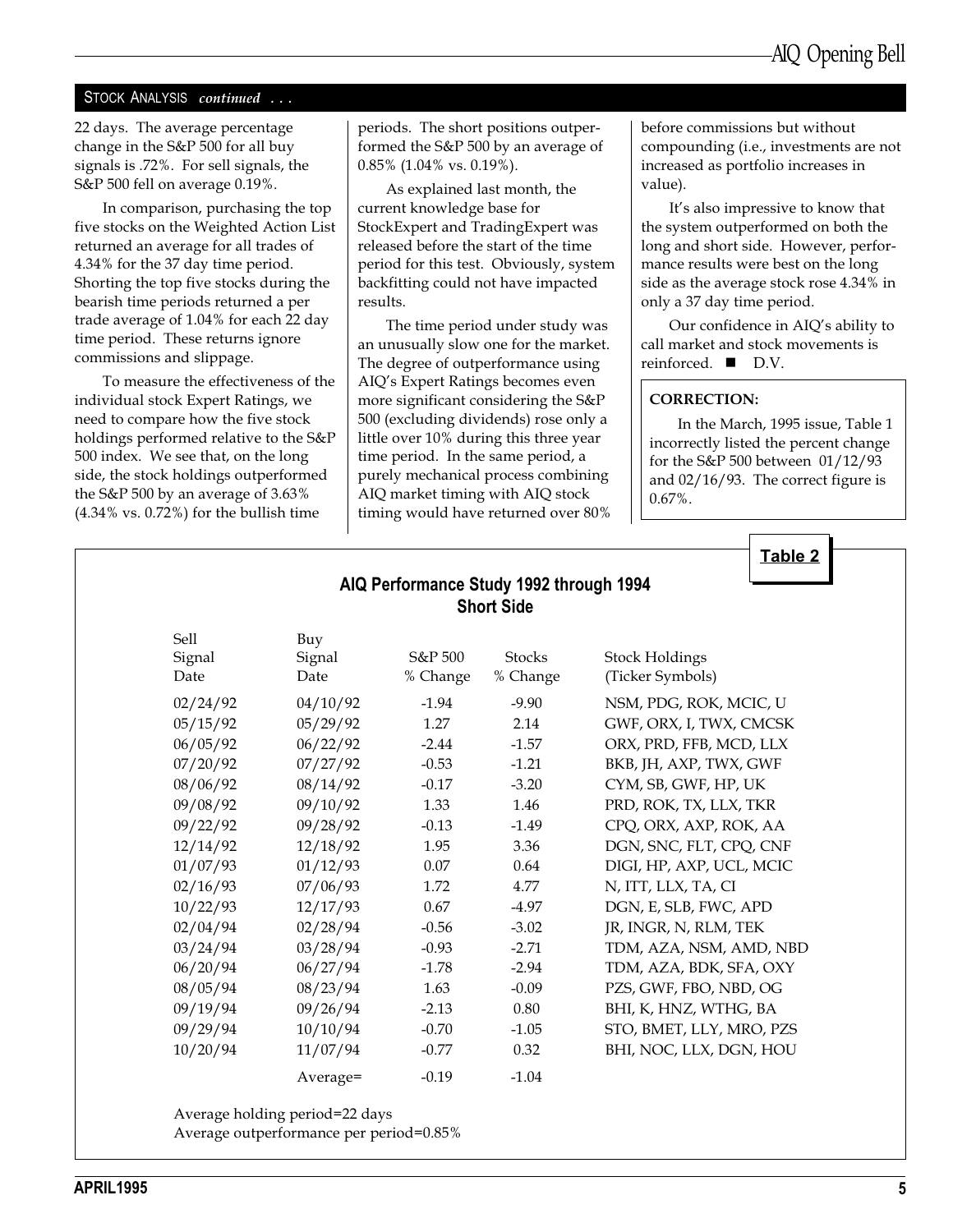STOCK ANALYSIS *continued . . .*

22 days. The average percentage change in the S&P 500 for all buy signals is .72%. For sell signals, the S&P 500 fell on average 0.19%.

In comparison, purchasing the top five stocks on the Weighted Action List returned an average for all trades of 4.34% for the 37 day time period. Shorting the top five stocks during the bearish time periods returned a per trade average of 1.04% for each 22 day time period. These returns ignore commissions and slippage.

To measure the effectiveness of the individual stock Expert Ratings, we need to compare how the five stock holdings performed relative to the S&P 500 index. We see that, on the long side, the stock holdings outperformed the S&P 500 by an average of 3.63% (4.34% vs. 0.72%) for the bullish time periods. The short positions outperformed the S&P 500 by an average of 0.85% (1.04% vs. 0.19%).

As explained last month, the current knowledge base for StockExpert and TradingExpert was released before the start of the time period for this test. Obviously, system backfitting could not have impacted results.

The time period under study was an unusually slow one for the market. The degree of outperformance using AIQ's Expert Ratings becomes even more significant considering the S&P 500 (excluding dividends) rose only a little over 10% during this three year time period. In the same period, a purely mechanical process combining AIQ market timing with AIQ stock timing would have returned over 80% before commissions but without compounding (i.e., investments are not increased as portfolio increases in value).

It's also impressive to know that the system outperformed on both the long and short side. However, performance results were best on the long side as the average stock rose 4.34% in only a 37 day time period.

Our confidence in AIQ's ability to call market and stock movements is reinforced. ■ D.V.

**CORRECTION:**

In the March, 1995 issue, Table 1 incorrectly listed the percent change for the S&P 500 between 01/12/93 and 02/16/93. The correct figure is 0.67%.

**Table 2**

**AIQ Performance Study 1992 through 1994**
**Short Side**

| Sell Signal Date | Buy Signal Date | S&P 500 % Change | Stocks % Change | Stock Holdings (Ticker Symbols) |
|---|---|---|---|---|
| 02/24/92 | 04/10/92 | -1.94 | -9.90 | NSM, PDG, ROK, MCIC, U |
| 05/15/92 | 05/29/92 | 1.27 | 2.14 | GWF, ORX, I, TWX, CMCSK |
| 06/05/92 | 06/22/92 | -2.44 | -1.57 | ORX, PRD, FFB, MCD, LLX |
| 07/20/92 | 07/27/92 | -0.53 | -1.21 | BKB, JH, AXP, TWX, GWF |
| 08/06/92 | 08/14/92 | -0.17 | -3.20 | CYM, SB, GWF, HP, UK |
| 09/08/92 | 09/10/92 | 1.33 | 1.46 | PRD, ROK, TX, LLX, TKR |
| 09/22/92 | 09/28/92 | -0.13 | -1.49 | CPQ, ORX, AXP, ROK, AA |
| 12/14/92 | 12/18/92 | 1.95 | 3.36 | DGN, SNC, FLT, CPQ, CNF |
| 01/07/93 | 01/12/93 | 0.07 | 0.64 | DIGI, HP, AXP, UCL, MCIC |
| 02/16/93 | 07/06/93 | 1.72 | 4.77 | N, ITT, LLX, TA, CI |
| 10/22/93 | 12/17/93 | 0.67 | -4.97 | DGN, E, SLB, FWC, APD |
| 02/04/94 | 02/28/94 | -0.56 | -3.02 | JR, INGR, N, RLM, TEK |
| 03/24/94 | 03/28/94 | -0.93 | -2.71 | TDM, AZA, NSM, AMD, NBD |
| 06/20/94 | 06/27/94 | -1.78 | -2.94 | TDM, AZA, BDK, SFA, OXY |
| 08/05/94 | 08/23/94 | 1.63 | -0.09 | PZS, GWF, FBO, NBD, OG |
| 09/19/94 | 09/26/94 | -2.13 | 0.80 | BHI, K, HNZ, WTHG, BA |
| 09/29/94 | 10/10/94 | -0.70 | -1.05 | STO, BMET, LLY, MRO, PZS |
| 10/20/94 | 11/07/94 | -0.77 | 0.32 | BHI, NOC, LLX, DGN, HOU |
| | Average= | -0.19 | -1.04 | |

Average holding period=22 days
Average outperformance per period=0.85%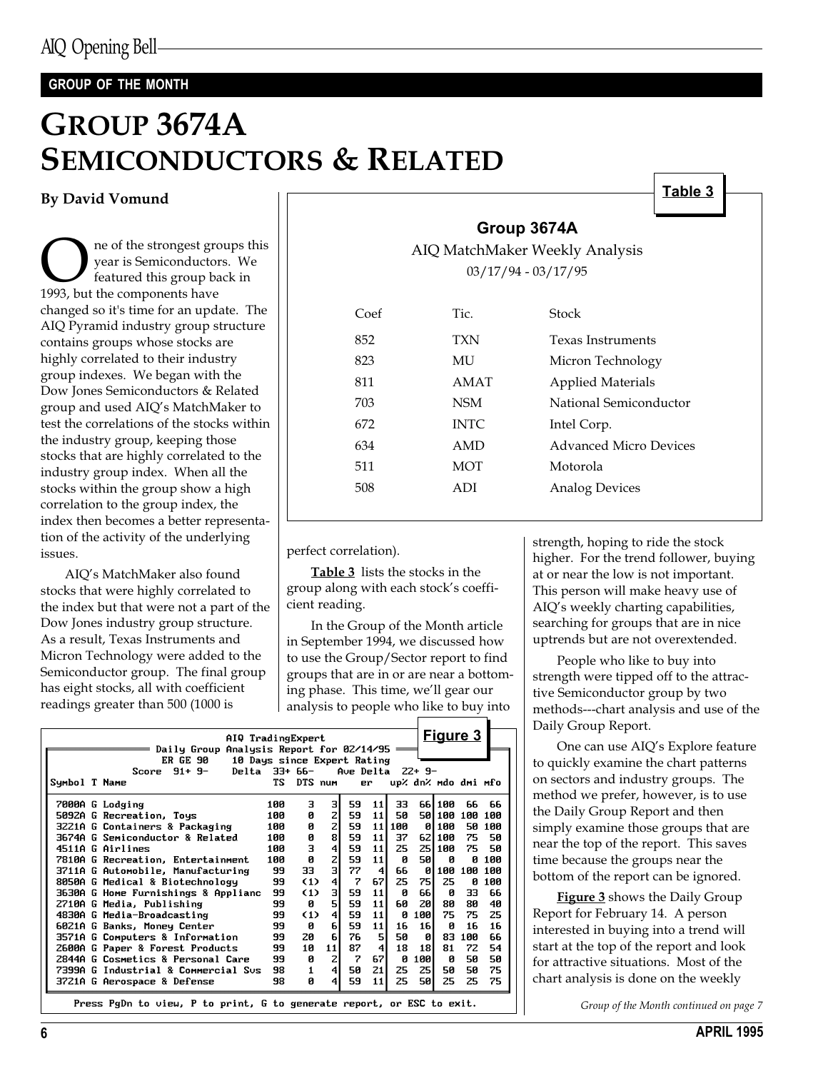GROUP OF THE MONTH

# GROUP 3674A SEMICONDUCTORS & RELATED

**By David Vomund**

One of the strongest groups this year is Semiconductors. We featured this group back in 1993, but the components have changed so it's time for an update. The AIQ Pyramid industry group structure contains groups whose stocks are highly correlated to their industry group indexes. We began with the Dow Jones Semiconductors & Related group and used AIQ's MatchMaker to test the correlations of the stocks within the industry group, keeping those stocks that are highly correlated to the industry group index. When all the stocks within the group show a high correlation to the group index, the index then becomes a better representation of the activity of the underlying issues.

AIQ's MatchMaker also found stocks that were highly correlated to the index but that were not a part of the Dow Jones industry group structure. As a result, Texas Instruments and Micron Technology were added to the Semiconductor group. The final group has eight stocks, all with coefficient readings greater than 500 (1000 is perfect correlation).

**Table 3**

**Group 3674A**

AIQ MatchMaker Weekly Analysis

03/17/94 - 03/17/95

| Coef | Tic. | Stock |
|---|---|---|
| 852 | TXN | Texas Instruments |
| 823 | MU | Micron Technology |
| 811 | AMAT | Applied Materials |
| 703 | NSM | National Semiconductor |
| 672 | INTC | Intel Corp. |
| 634 | AMD | Advanced Micro Devices |
| 511 | MOT | Motorola |
| 508 | ADI | Analog Devices |

**Table 3** lists the stocks in the group along with each stock's coefficient reading.

In the Group of the Month article in September 1994, we discussed how to use the Group/Sector report to find groups that are in or are near a bottoming phase. This time, we'll gear our analysis to people who like to buy into strength, hoping to ride the stock higher. For the trend follower, buying at or near the low is not important. This person will make heavy use of AIQ's weekly charting capabilities, searching for groups that are in nice uptrends but are not overextended.

People who like to buy into strength were tipped off to the attractive Semiconductor group by two methods---chart analysis and use of the Daily Group Report.

One can use AIQ's Explore feature to quickly examine the chart patterns on sectors and industry groups. The method we prefer, however, is to use the Daily Group Report and then simply examine those groups that are near the top of the report. This saves time because the groups near the bottom of the report can be ignored.

**Figure 3** shows the Daily Group Report for February 14. A person interested in buying into a trend will start at the top of the report and look for attractive situations. Most of the chart analysis is done on the weekly

**Figure 3**

AIQ TradingExpert
Daily Group Analysis Report for 02/14/95
ER GE 90 10 Days since Expert Rating
Score 91+ 9- Delta 33+ 66- Ave Delta 22+ 9-

| Symbol | T | Name | TS | DTS | num | er | | up% | dn% | mdo | dmi | mfo |
|---|---|---|---|---|---|---|---|---|---|---|---|---|
| 7000A | G | Lodging | 100 | 3 | 3 | 59 | 11 | 33 | 66 | 100 | 66 | 66 |
| 5092A | G | Recreation, Toys | 100 | 0 | 2 | 59 | 11 | 50 | 50 | 100 | 100 | 100 |
| 3221A | G | Containers & Packaging | 100 | 0 | 2 | 59 | 11 | 100 | 0 | 100 | 50 | 100 |
| 3674A | G | Semiconductor & Related | 100 | 0 | 8 | 59 | 11 | 37 | 62 | 100 | 75 | 50 |
| 4511A | G | Airlines | 100 | 3 | 4 | 59 | 11 | 25 | 25 | 100 | 75 | 50 |
| 7810A | G | Recreation, Entertainment | 100 | 0 | 2 | 59 | 11 | 0 | 50 | 0 | 0 | 100 |
| 3711A | G | Automobile, Manufacturing | 99 | 33 | 3 | 77 | 4 | 66 | 0 | 100 | 100 | 100 |
| 8050A | G | Medical & Biotechnology | 99 | (1) | 4 | 7 | 67 | 25 | 75 | 25 | 0 | 100 |
| 3630A | G | Home Furnishings & Applianc | 99 | (1) | 3 | 59 | 11 | 0 | 66 | 0 | 33 | 66 |
| 2710A | G | Media, Publishing | 99 | 0 | 5 | 59 | 11 | 60 | 20 | 80 | 80 | 40 |
| 4830A | G | Media-Broadcasting | 99 | (1) | 4 | 59 | 11 | 0 | 100 | 75 | 75 | 25 |
| 6021A | G | Banks, Money Center | 99 | 0 | 6 | 59 | 11 | 16 | 16 | 0 | 16 | 16 |
| 3571A | G | Computers & Information | 99 | 20 | 6 | 76 | 5 | 50 | 0 | 83 | 100 | 66 |
| 2600A | G | Paper & Forest Products | 99 | 10 | 11 | 87 | 4 | 18 | 18 | 81 | 72 | 54 |
| 2844A | G | Cosmetics & Personal Care | 99 | 0 | 2 | 7 | 67 | 0 | 100 | 0 | 50 | 50 |
| 7399A | G | Industrial & Commercial Svs | 98 | 1 | 4 | 50 | 21 | 25 | 25 | 50 | 50 | 75 |
| 3721A | G | Aerospace & Defense | 98 | 0 | 4 | 59 | 11 | 25 | 50 | 25 | 25 | 75 |

Press PgDn to view, P to print, G to generate report, or ESC to exit.

*Group of the Month continued on page 7*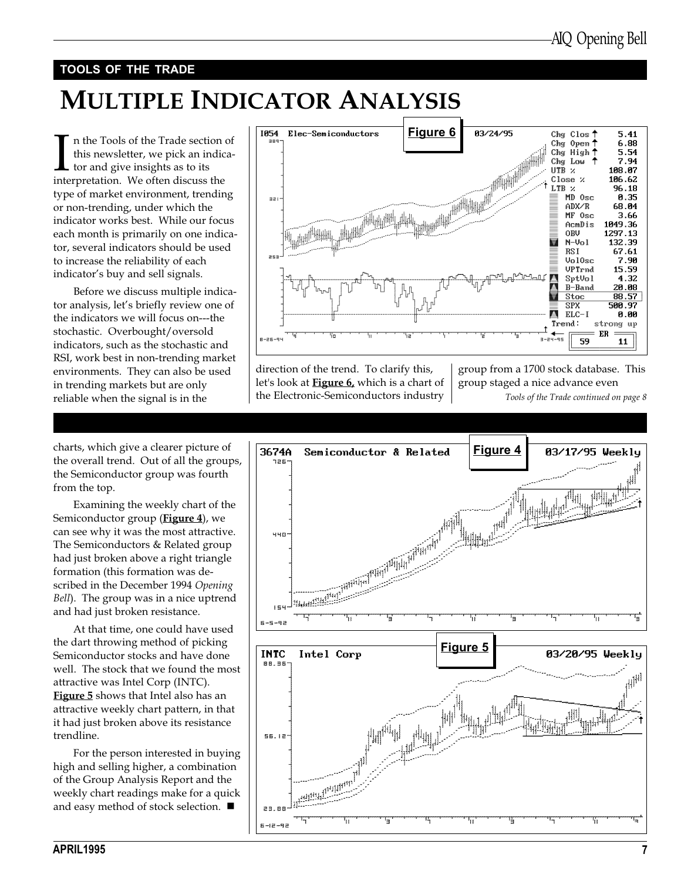TOOLS OF THE TRADE

# MULTIPLE INDICATOR ANALYSIS

In the Tools of the Trade section of this newsletter, we pick an indicator and give insights as to its interpretation. We often discuss the type of market environment, trending or non-trending, under which the indicator works best. While our focus each month is primarily on one indicator, several indicators should be used to increase the reliability of each indicator's buy and sell signals.

Before we discuss multiple indicator analysis, let's briefly review one of the indicators we will focus on---the stochastic. Overbought/oversold indicators, such as the stochastic and RSI, work best in non-trending market environments. They can also be used in trending markets but are only reliable when the signal is in the direction of the trend. To clarify this, let's look at **Figure 6**, which is a chart of the Electronic-Semiconductors industry group from a 1700 stock database. This group staged a nice advance even

*Tools of the Trade continued on page 8*

**Figure 6**

---

charts, which give a clearer picture of the overall trend. Out of all the groups, the Semiconductor group was fourth from the top.

Examining the weekly chart of the Semiconductor group (**Figure 4**), we can see why it was the most attractive. The Semiconductors & Related group had just broken above a right triangle formation (this formation was described in the December 1994 *Opening Bell*). The group was in a nice uptrend and had just broken resistance.

At that time, one could have used the dart throwing method of picking Semiconductor stocks and have done well. The stock that we found the most attractive was Intel Corp (INTC). **Figure 5** shows that Intel also has an attractive weekly chart pattern, in that it had just broken above its resistance trendline.

For the person interested in buying high and selling higher, a combination of the Group Analysis Report and the weekly chart readings make for a quick and easy method of stock selection. ■

**Figure 4**

**Figure 5**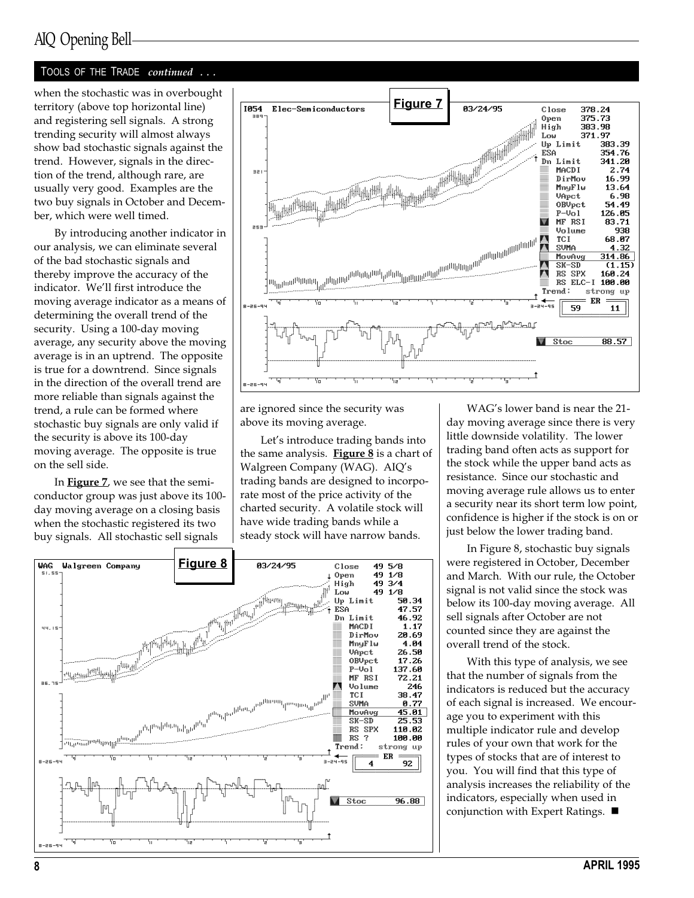TOOLS OF THE TRADE *continued . . .*

when the stochastic was in overbought territory (above top horizontal line) and registering sell signals. A strong trending security will almost always show bad stochastic signals against the trend. However, signals in the direction of the trend, although rare, are usually very good. Examples are the two buy signals in October and December, which were well timed.

By introducing another indicator in our analysis, we can eliminate several of the bad stochastic signals and thereby improve the accuracy of the indicator. We'll first introduce the moving average indicator as a means of determining the overall trend of the security. Using a 100-day moving average, any security above the moving average is in an uptrend. The opposite is true for a downtrend. Since signals in the direction of the overall trend are more reliable than signals against the trend, a rule can be formed where stochastic buy signals are only valid if the security is above its 100-day moving average. The opposite is true on the sell side.

In **Figure 7**, we see that the semiconductor group was just above its 100-day moving average on a closing basis when the stochastic registered its two buy signals. All stochastic sell signals are ignored since the security was above its moving average.

**Figure 7**

I054 Elec-Semiconductors 03/24/95

Close 378.24
Open 375.73
High 383.98
Low 371.97
Up Limit 383.39
ESA 354.76
Dn Limit 341.20
MACDI 2.74
DirMov 16.99
MnyFlw 13.64
VApct 6.98
OBVpct 54.49
P-Vol 126.05
MF RSI 83.71
Volume 938
TCI 68.07
SVMA 4.32
MovAvg 314.86
SK-SD (1.15)
RS SPX 160.24
RS ELC-I 100.00
Trend: strong up
ER 59 11
Stoc 88.57

Let's introduce trading bands into the same analysis. **Figure 8** is a chart of Walgreen Company (WAG). AIQ's trading bands are designed to incorporate most of the price activity of the charted security. A volatile stock will have wide trading bands while a steady stock will have narrow bands.

**Figure 8**

WAG Walgreen Company 03/24/95

Close 49 5/8
Open 49 1/8
High 49 3/4
Low 49 1/8
Up Limit 50.34
ESA 47.57
Dn Limit 46.92
MACDI 1.17
DirMov 20.69
MnyFlw 4.04
VApct 26.50
OBVpct 17.26
P-Vol 137.60
MF RSI 72.21
Volume 246
TCI 38.47
SVMA 0.77
MovAvg 45.01
SK-SD 25.53
RS SPX 110.02
RS ? 100.00
Trend: strong up
ER 4 92
Stoc 96.88

WAG's lower band is near the 21-day moving average since there is very little downside volatility. The lower trading band often acts as support for the stock while the upper band acts as resistance. Since our stochastic and moving average rule allows us to enter a security near its short term low point, confidence is higher if the stock is on or just below the lower trading band.

In Figure 8, stochastic buy signals were registered in October, December and March. With our rule, the October signal is not valid since the stock was below its 100-day moving average. All sell signals after October are not counted since they are against the overall trend of the stock.

With this type of analysis, we see that the number of signals from the indicators is reduced but the accuracy of each signal is increased. We encourage you to experiment with this multiple indicator rule and develop rules of your own that work for the types of stocks that are of interest to you. You will find that this type of analysis increases the reliability of the indicators, especially when used in conjunction with Expert Ratings. ■